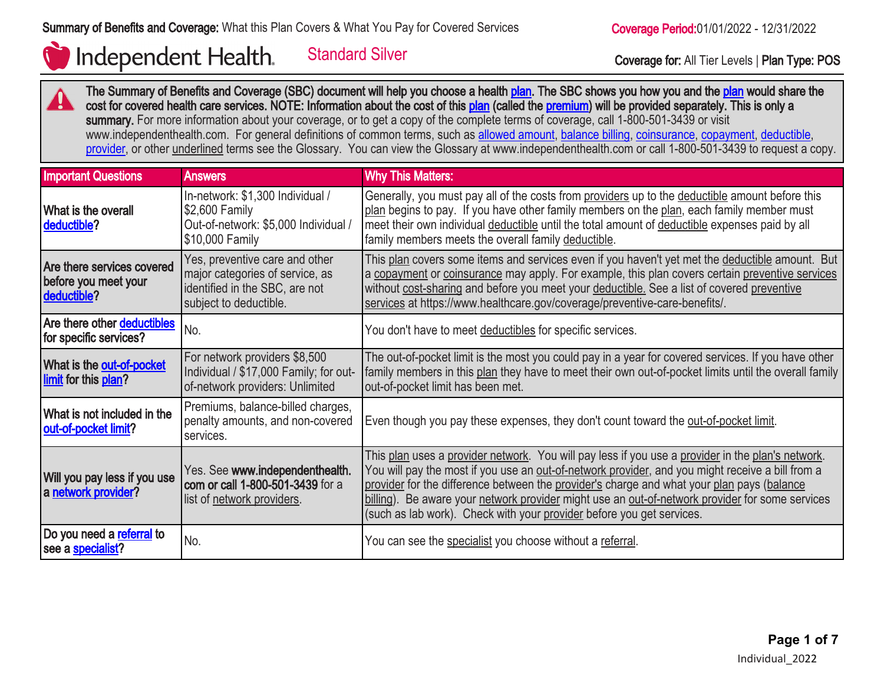**Summary of Benefits and Coverage:** What this Plan Covers & What You Pay for Covered Services

**Coverage Period:** 01/01/2022 - 12/31/2022

# Independent Health — Standard Silver

**Coverage for:** All Tier Levels | **Plan Type: POS**

**The Summary of Benefits and Coverage (SBC) document will help you choose a health plan. The SBC shows you how you and the plan would share the cost for covered health care services. NOTE: Information about the cost of this plan (called the premium) will be provided separately. This is only a summary.** For more information about your coverage, or to get a copy of the complete terms of coverage, call 1-800-501-3439 or visit www.independenthealth.com. For general definitions of common terms, such as allowed amount, balance billing, coinsurance, copayment, deductible, provider, or other underlined terms see the Glossary. You can view the Glossary at www.independenthealth.com or call 1-800-501-3439 to request a copy.

| Important Questions | Answers | Why This Matters: |
|---|---|---|
| **What is the overall deductible?** | In-network: $1,300 Individual / $2,600 Family<br>Out-of-network: $5,000 Individual / $10,000 Family | Generally, you must pay all of the costs from providers up to the deductible amount before this plan begins to pay. If you have other family members on the plan, each family member must meet their own individual deductible until the total amount of deductible expenses paid by all family members meets the overall family deductible. |
| **Are there services covered before you meet your deductible?** | Yes, preventive care and other major categories of service, as identified in the SBC, are not subject to deductible. | This plan covers some items and services even if you haven't yet met the deductible amount. But a copayment or coinsurance may apply. For example, this plan covers certain preventive services without cost-sharing and before you meet your deductible. See a list of covered preventive services at https://www.healthcare.gov/coverage/preventive-care-benefits/. |
| **Are there other deductibles for specific services?** | No. | You don't have to meet deductibles for specific services. |
| **What is the out-of-pocket limit for this plan?** | For network providers $8,500 Individual / $17,000 Family; for out-of-network providers: Unlimited | The out-of-pocket limit is the most you could pay in a year for covered services. If you have other family members in this plan they have to meet their own out-of-pocket limits until the overall family out-of-pocket limit has been met. |
| **What is not included in the out-of-pocket limit?** | Premiums, balance-billed charges, penalty amounts, and non-covered services. | Even though you pay these expenses, they don't count toward the out-of-pocket limit. |
| **Will you pay less if you use a network provider?** | Yes. See **www.independenthealth.com or call 1-800-501-3439** for a list of network providers. | This plan uses a provider network. You will pay less if you use a provider in the plan's network. You will pay the most if you use an out-of-network provider, and you might receive a bill from a provider for the difference between the provider's charge and what your plan pays (balance billing). Be aware your network provider might use an out-of-network provider for some services (such as lab work). Check with your provider before you get services. |
| **Do you need a referral to see a specialist?** | No. | You can see the specialist you choose without a referral. |

Individual_2022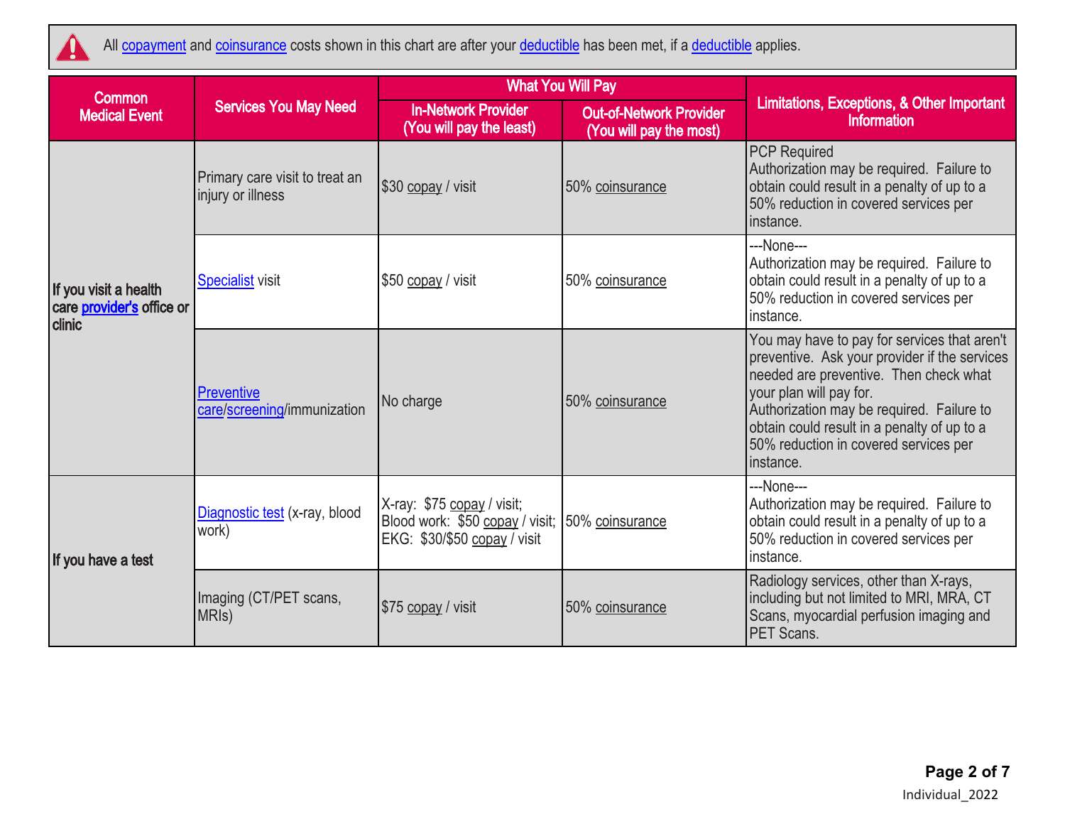All copayment and coinsurance costs shown in this chart are after your deductible has been met, if a deductible applies.

| Common Medical Event | Services You May Need | What You Will Pay | | Limitations, Exceptions, & Other Important Information |
|---|---|---|---|---|
| | | In-Network Provider (You will pay the least) | Out-of-Network Provider (You will pay the most) | |
| If you visit a health care provider's office or clinic | Primary care visit to treat an injury or illness | $30 copay / visit | 50% coinsurance | PCP Required<br>Authorization may be required. Failure to obtain could result in a penalty of up to a 50% reduction in covered services per instance. |
| | Specialist visit | $50 copay / visit | 50% coinsurance | ---None---<br>Authorization may be required. Failure to obtain could result in a penalty of up to a 50% reduction in covered services per instance. |
| | Preventive care/screening/immunization | No charge | 50% coinsurance | You may have to pay for services that aren't preventive. Ask your provider if the services needed are preventive. Then check what your plan will pay for.<br>Authorization may be required. Failure to obtain could result in a penalty of up to a 50% reduction in covered services per instance. |
| If you have a test | Diagnostic test (x-ray, blood work) | X-ray: $75 copay / visit;<br>Blood work: $50 copay / visit;<br>EKG: $30/$50 copay / visit | 50% coinsurance | ---None---<br>Authorization may be required. Failure to obtain could result in a penalty of up to a 50% reduction in covered services per instance. |
| | Imaging (CT/PET scans, MRIs) | $75 copay / visit | 50% coinsurance | Radiology services, other than X-rays, including but not limited to MRI, MRA, CT Scans, myocardial perfusion imaging and PET Scans. |

Individual_2022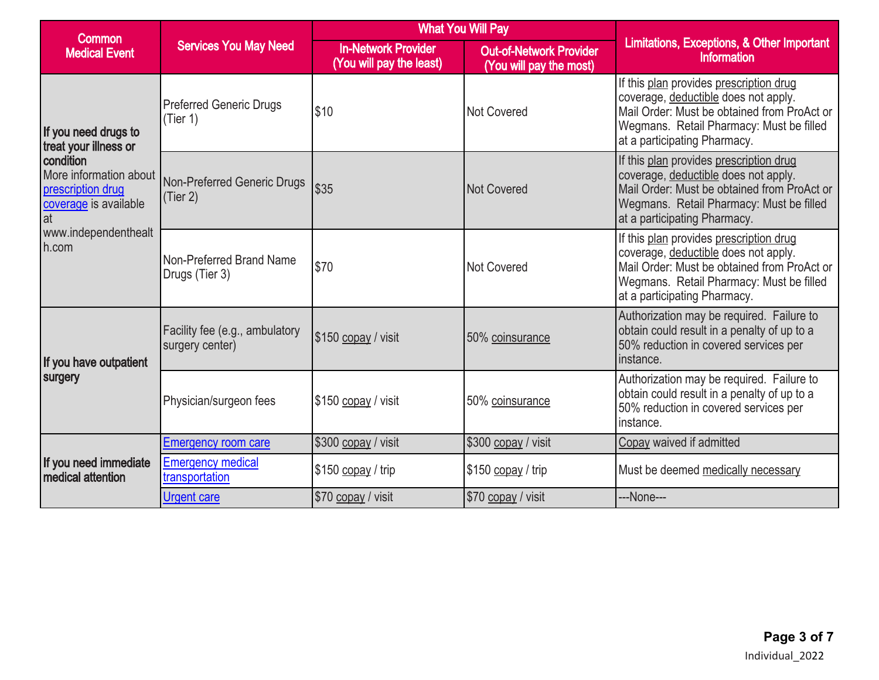| Common Medical Event | Services You May Need | What You Will Pay | | Limitations, Exceptions, & Other Important Information |
|---|---|---|---|---|
| | | In-Network Provider (You will pay the least) | Out-of-Network Provider (You will pay the most) | |
| **If you need drugs to treat your illness or condition** More information about prescription drug coverage is available at www.independenthealth.com | Preferred Generic Drugs (Tier 1) | $10 | Not Covered | If this plan provides prescription drug coverage, deductible does not apply. Mail Order: Must be obtained from ProAct or Wegmans. Retail Pharmacy: Must be filled at a participating Pharmacy. |
| | Non-Preferred Generic Drugs (Tier 2) | $35 | Not Covered | If this plan provides prescription drug coverage, deductible does not apply. Mail Order: Must be obtained from ProAct or Wegmans. Retail Pharmacy: Must be filled at a participating Pharmacy. |
| | Non-Preferred Brand Name Drugs (Tier 3) | $70 | Not Covered | If this plan provides prescription drug coverage, deductible does not apply. Mail Order: Must be obtained from ProAct or Wegmans. Retail Pharmacy: Must be filled at a participating Pharmacy. |
| **If you have outpatient surgery** | Facility fee (e.g., ambulatory surgery center) | $150 copay / visit | 50% coinsurance | Authorization may be required. Failure to obtain could result in a penalty of up to a 50% reduction in covered services per instance. |
| | Physician/surgeon fees | $150 copay / visit | 50% coinsurance | Authorization may be required. Failure to obtain could result in a penalty of up to a 50% reduction in covered services per instance. |
| **If you need immediate medical attention** | Emergency room care | $300 copay / visit | $300 copay / visit | Copay waived if admitted |
| | Emergency medical transportation | $150 copay / trip | $150 copay / trip | Must be deemed medically necessary |
| | Urgent care | $70 copay / visit | $70 copay / visit | ---None--- |

Individual_2022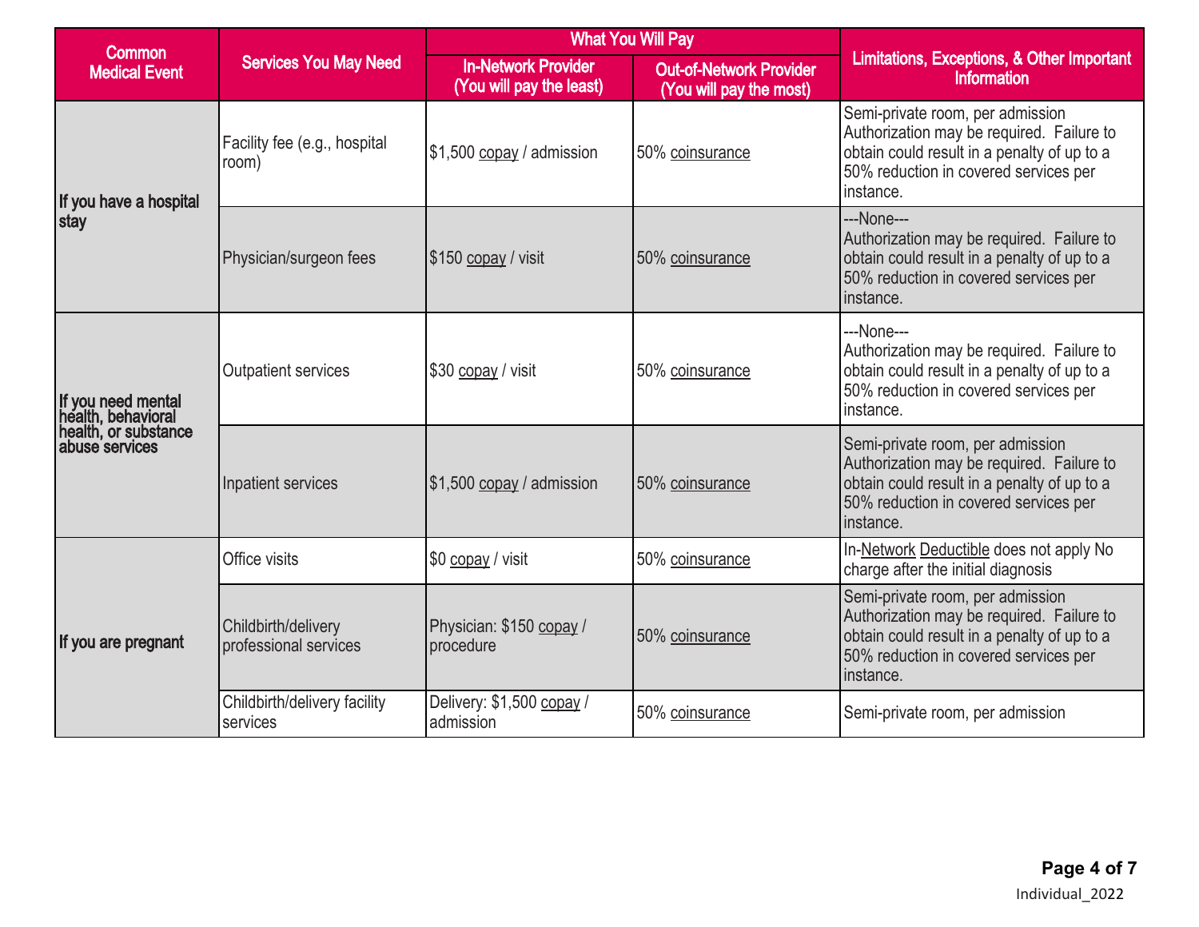| Common Medical Event | Services You May Need | What You Will Pay | | Limitations, Exceptions, & Other Important Information |
|---|---|---|---|---|
| | | In-Network Provider (You will pay the least) | Out-of-Network Provider (You will pay the most) | |
| If you have a hospital stay | Facility fee (e.g., hospital room) | $1,500 copay / admission | 50% coinsurance | Semi-private room, per admission Authorization may be required. Failure to obtain could result in a penalty of up to a 50% reduction in covered services per instance. |
| | Physician/surgeon fees | $150 copay / visit | 50% coinsurance | ---None--- Authorization may be required. Failure to obtain could result in a penalty of up to a 50% reduction in covered services per instance. |
| If you need mental health, behavioral health, or substance abuse services | Outpatient services | $30 copay / visit | 50% coinsurance | ---None--- Authorization may be required. Failure to obtain could result in a penalty of up to a 50% reduction in covered services per instance. |
| | Inpatient services | $1,500 copay / admission | 50% coinsurance | Semi-private room, per admission Authorization may be required. Failure to obtain could result in a penalty of up to a 50% reduction in covered services per instance. |
| If you are pregnant | Office visits | $0 copay / visit | 50% coinsurance | In-Network Deductible does not apply No charge after the initial diagnosis |
| | Childbirth/delivery professional services | Physician: $150 copay / procedure | 50% coinsurance | Semi-private room, per admission Authorization may be required. Failure to obtain could result in a penalty of up to a 50% reduction in covered services per instance. |
| | Childbirth/delivery facility services | Delivery: $1,500 copay / admission | 50% coinsurance | Semi-private room, per admission |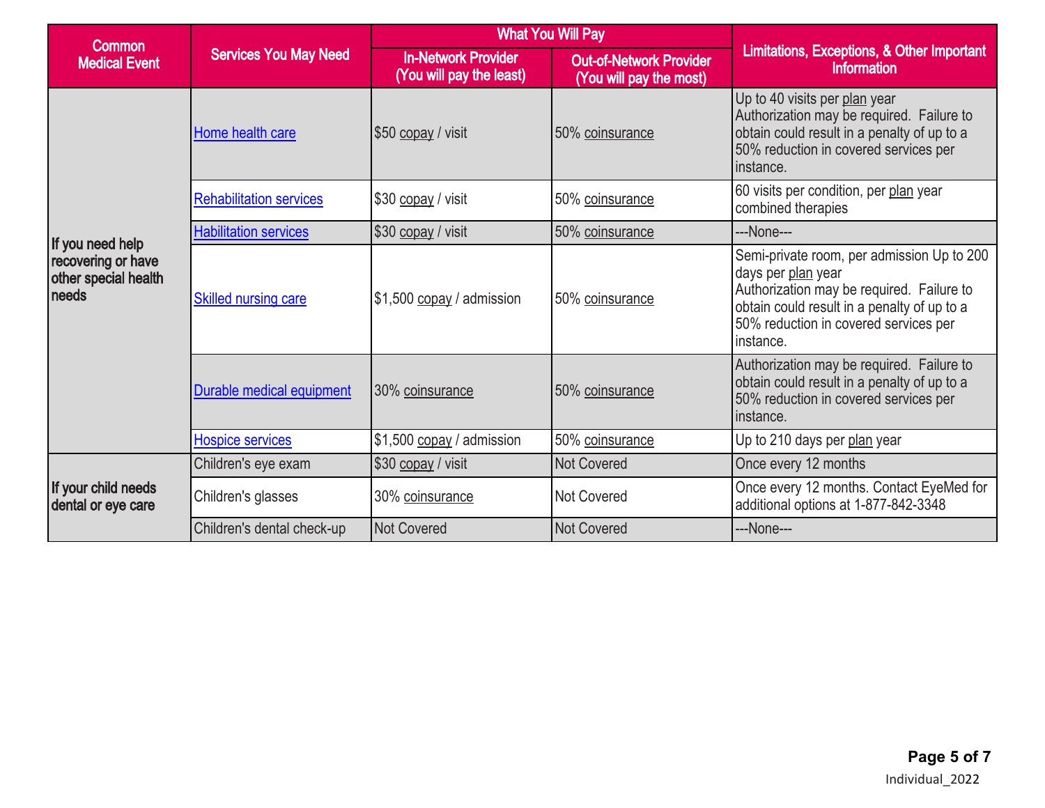| Common Medical Event | Services You May Need | What You Will Pay | | Limitations, Exceptions, & Other Important Information |
|---|---|---|---|---|
| | | In-Network Provider (You will pay the least) | Out-of-Network Provider (You will pay the most) | |
| If you need help recovering or have other special health needs | Home health care | $50 copay / visit | 50% coinsurance | Up to 40 visits per plan year Authorization may be required. Failure to obtain could result in a penalty of up to a 50% reduction in covered services per instance. |
| | Rehabilitation services | $30 copay / visit | 50% coinsurance | 60 visits per condition, per plan year combined therapies |
| | Habilitation services | $30 copay / visit | 50% coinsurance | ---None--- |
| | Skilled nursing care | $1,500 copay / admission | 50% coinsurance | Semi-private room, per admission Up to 200 days per plan year Authorization may be required. Failure to obtain could result in a penalty of up to a 50% reduction in covered services per instance. |
| | Durable medical equipment | 30% coinsurance | 50% coinsurance | Authorization may be required. Failure to obtain could result in a penalty of up to a 50% reduction in covered services per instance. |
| | Hospice services | $1,500 copay / admission | 50% coinsurance | Up to 210 days per plan year |
| If your child needs dental or eye care | Children's eye exam | $30 copay / visit | Not Covered | Once every 12 months |
| | Children's glasses | 30% coinsurance | Not Covered | Once every 12 months. Contact EyeMed for additional options at 1-877-842-3348 |
| | Children's dental check-up | Not Covered | Not Covered | ---None--- |

Individual_2022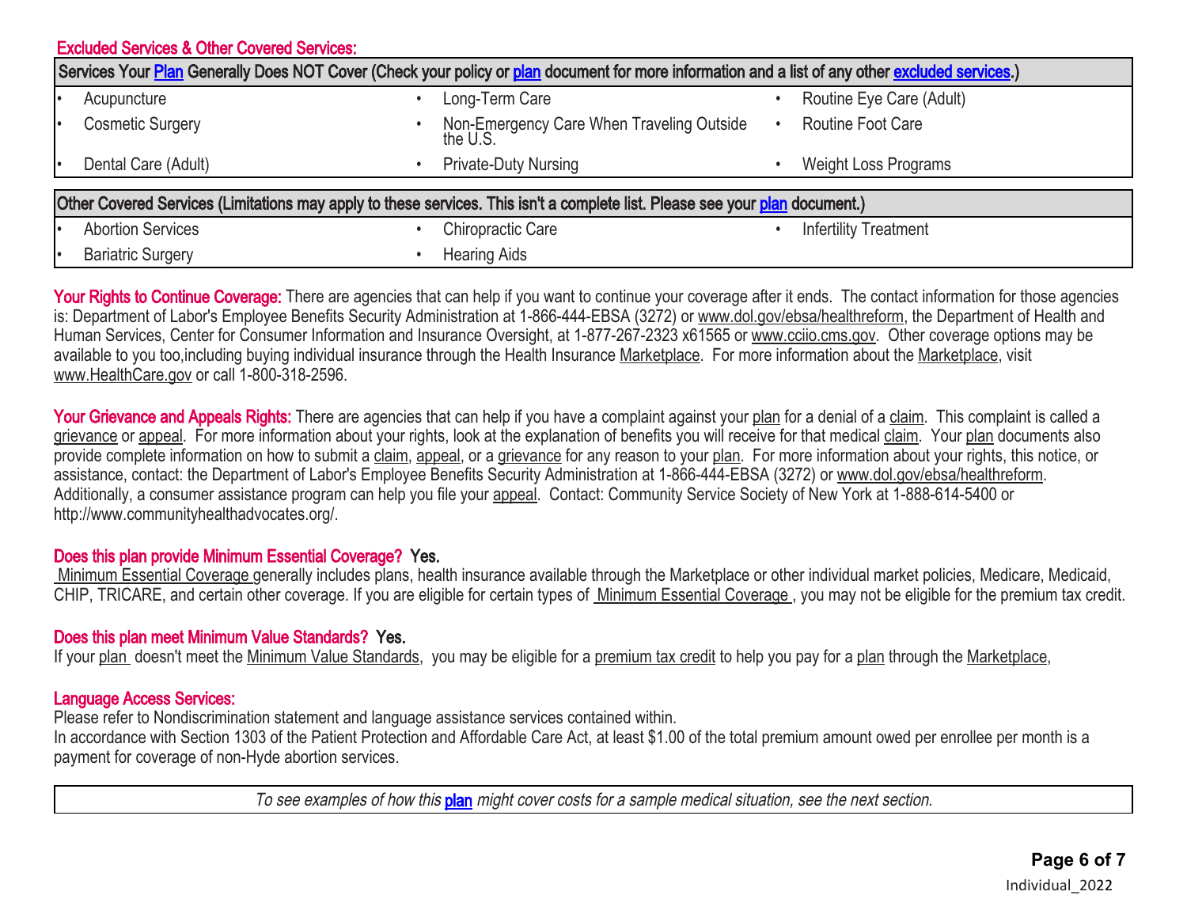## Excluded Services & Other Covered Services:

| Services Your Plan Generally Does NOT Cover (Check your policy or plan document for more information and a list of any other excluded services.) | | |
|---|---|---|
| • Acupuncture | • Long-Term Care | • Routine Eye Care (Adult) |
| • Cosmetic Surgery | • Non-Emergency Care When Traveling Outside the U.S. | • Routine Foot Care |
| • Dental Care (Adult) | • Private-Duty Nursing | • Weight Loss Programs |

| Other Covered Services (Limitations may apply to these services. This isn't a complete list. Please see your plan document.) | | |
|---|---|---|
| • Abortion Services | • Chiropractic Care | • Infertility Treatment |
| • Bariatric Surgery | • Hearing Aids | |

**Your Rights to Continue Coverage:** There are agencies that can help if you want to continue your coverage after it ends. The contact information for those agencies is: Department of Labor's Employee Benefits Security Administration at 1-866-444-EBSA (3272) or www.dol.gov/ebsa/healthreform, the Department of Health and Human Services, Center for Consumer Information and Insurance Oversight, at 1-877-267-2323 x61565 or www.cciio.cms.gov. Other coverage options may be available to you too,including buying individual insurance through the Health Insurance Marketplace. For more information about the Marketplace, visit www.HealthCare.gov or call 1-800-318-2596.

**Your Grievance and Appeals Rights:** There are agencies that can help if you have a complaint against your plan for a denial of a claim. This complaint is called a grievance or appeal. For more information about your rights, look at the explanation of benefits you will receive for that medical claim. Your plan documents also provide complete information on how to submit a claim, appeal, or a grievance for any reason to your plan. For more information about your rights, this notice, or assistance, contact: the Department of Labor's Employee Benefits Security Administration at 1-866-444-EBSA (3272) or www.dol.gov/ebsa/healthreform. Additionally, a consumer assistance program can help you file your appeal. Contact: Community Service Society of New York at 1-888-614-5400 or http://www.communityhealthadvocates.org/.

**Does this plan provide Minimum Essential Coverage? Yes.**

Minimum Essential Coverage generally includes plans, health insurance available through the Marketplace or other individual market policies, Medicare, Medicaid, CHIP, TRICARE, and certain other coverage. If you are eligible for certain types of Minimum Essential Coverage , you may not be eligible for the premium tax credit.

**Does this plan meet Minimum Value Standards? Yes.**

If your plan doesn't meet the Minimum Value Standards, you may be eligible for a premium tax credit to help you pay for a plan through the Marketplace,

**Language Access Services:**

Please refer to Nondiscrimination statement and language assistance services contained within.

In accordance with Section 1303 of the Patient Protection and Affordable Care Act, at least $1.00 of the total premium amount owed per enrollee per month is a payment for coverage of non-Hyde abortion services.

*To see examples of how this plan might cover costs for a sample medical situation, see the next section.*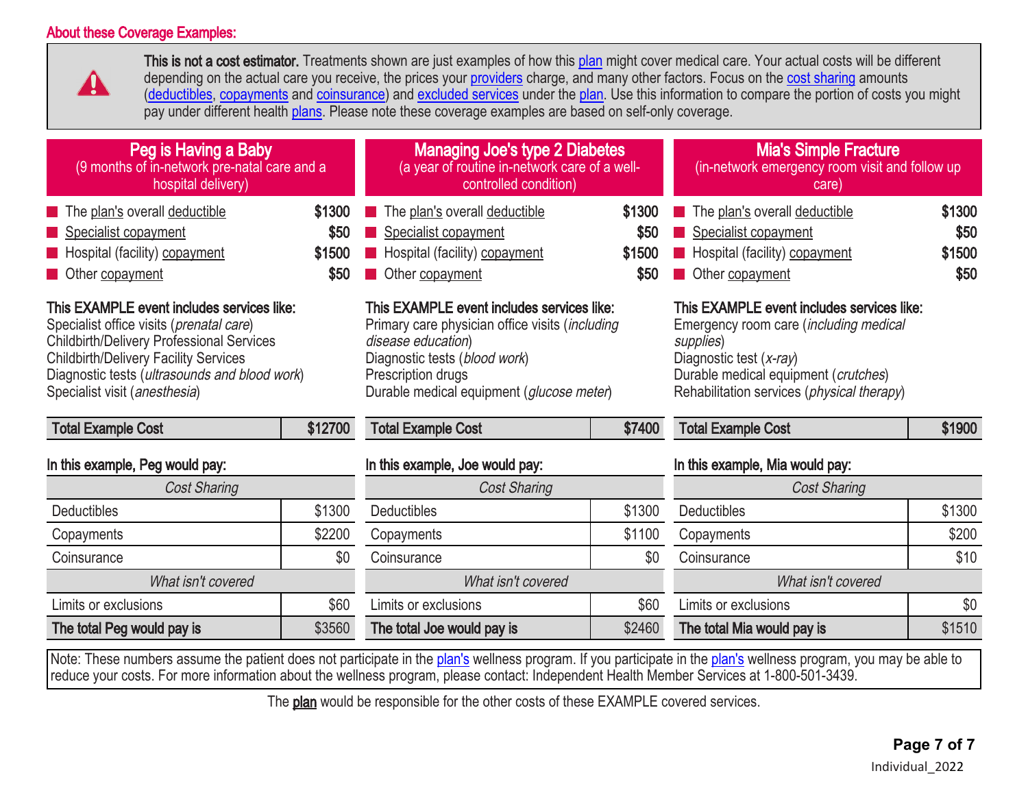## About these Coverage Examples:

**This is not a cost estimator.** Treatments shown are just examples of how this plan might cover medical care. Your actual costs will be different depending on the actual care you receive, the prices your providers charge, and many other factors. Focus on the cost sharing amounts (deductibles, copayments and coinsurance) and excluded services under the plan. Use this information to compare the portion of costs you might pay under different health plans. Please note these coverage examples are based on self-only coverage.

### Peg is Having a Baby
(9 months of in-network pre-natal care and a hospital delivery)

| | |
|---|---|
| The plan's overall deductible | **$1300** |
| Specialist copayment | **$50** |
| Hospital (facility) copayment | **$1500** |
| Other copayment | **$50** |

**This EXAMPLE event includes services like:**
Specialist office visits (*prenatal care*)
Childbirth/Delivery Professional Services
Childbirth/Delivery Facility Services
Diagnostic tests (*ultrasounds and blood work*)
Specialist visit (*anesthesia*)

| **Total Example Cost** | **$12700** |
|---|---|

**In this example, Peg would pay:**

| *Cost Sharing* | |
|---|---|
| Deductibles | $1300 |
| Copayments | $2200 |
| Coinsurance | $0 |
| *What isn't covered* | |
| Limits or exclusions | $60 |
| **The total Peg would pay is** | $3560 |

### Managing Joe's type 2 Diabetes
(a year of routine in-network care of a well-controlled condition)

| | |
|---|---|
| The plan's overall deductible | **$1300** |
| Specialist copayment | **$50** |
| Hospital (facility) copayment | **$1500** |
| Other copayment | **$50** |

**This EXAMPLE event includes services like:**
Primary care physician office visits (*including disease education*)
Diagnostic tests (*blood work*)
Prescription drugs
Durable medical equipment (*glucose meter*)

| **Total Example Cost** | **$7400** |
|---|---|

**In this example, Joe would pay:**

| *Cost Sharing* | |
|---|---|
| Deductibles | $1300 |
| Copayments | $1100 |
| Coinsurance | $0 |
| *What isn't covered* | |
| Limits or exclusions | $60 |
| **The total Joe would pay is** | $2460 |

### Mia's Simple Fracture
(in-network emergency room visit and follow up care)

| | |
|---|---|
| The plan's overall deductible | **$1300** |
| Specialist copayment | **$50** |
| Hospital (facility) copayment | **$1500** |
| Other copayment | **$50** |

**This EXAMPLE event includes services like:**
Emergency room care (*including medical supplies*)
Diagnostic test (*x-ray*)
Durable medical equipment (*crutches*)
Rehabilitation services (*physical therapy*)

| **Total Example Cost** | **$1900** |
|---|---|

**In this example, Mia would pay:**

| *Cost Sharing* | |
|---|---|
| Deductibles | $1300 |
| Copayments | $200 |
| Coinsurance | $10 |
| *What isn't covered* | |
| Limits or exclusions | $0 |
| **The total Mia would pay is** | $1510 |

Note: These numbers assume the patient does not participate in the plan's wellness program. If you participate in the plan's wellness program, you may be able to reduce your costs. For more information about the wellness program, please contact: Independent Health Member Services at 1-800-501-3439.

The **plan** would be responsible for the other costs of these EXAMPLE covered services.

Individual_2022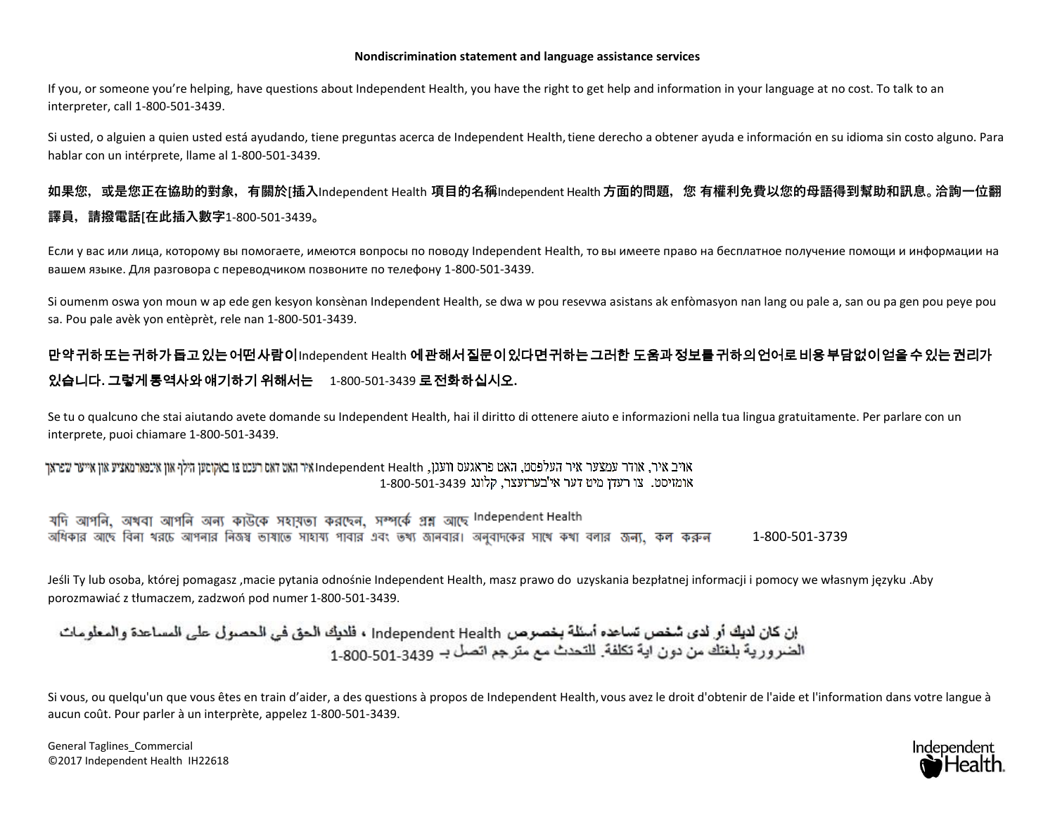**Nondiscrimination statement and language assistance services**

If you, or someone you're helping, have questions about Independent Health, you have the right to get help and information in your language at no cost. To talk to an interpreter, call 1-800-501-3439.

Si usted, o alguien a quien usted está ayudando, tiene preguntas acerca de Independent Health, tiene derecho a obtener ayuda e información en su idioma sin costo alguno. Para hablar con un intérprete, llame al 1-800-501-3439.

**如果您，或是您正在協助的對象，有關於[插入Independent Health 項目的名稱Independent Health 方面的問題，您 有權利免費以您的母語得到幫助和訊息。洽詢一位翻譯員，請撥電話[在此插入數字1-800-501-3439。**

Если у вас или лица, которому вы помогаете, имеются вопросы по поводу Independent Health, то вы имеете право на бесплатное получение помощи и информации на вашем языке. Для разговора с переводчиком позвоните по телефону 1-800-501-3439.

Si oumenm oswa yon moun w ap ede gen kesyon konsènan Independent Health, se dwa w pou resevwa asistans ak enfòmasyon nan lang ou pale a, san ou pa gen pou peye pou sa. Pou pale avèk yon entèprèt, rele nan 1-800-501-3439.

**만약 귀하 또는 귀하가 돕고 있는 어떤 사람이 Independent Health 에 관해서 질문이 있다면 귀하는 그러한 도움과 정보를 귀하의 언어로 비용 부담없이 얻을 수 있는 권리가 있습니다. 그렇게 통역사와 얘기하기 위해서는 1-800-501-3439 로 전화하십시오.**

Se tu o qualcuno che stai aiutando avete domande su Independent Health, hai il diritto di ottenere aiuto e informazioni nella tua lingua gratuitamente. Per parlare con un interprete, puoi chiamare 1-800-501-3439.

אויב איר, אודער עמצער איר העלפסט, האט פראגעס וועגן Independent Health, איר האט דאס רעכט צו באקומען הילף און אינפארמאציע און אייער שפראך אומזיסט. צו רעדן מיט דער איבערזעצער, קלונג 1-800-501-3439

যদি আপনি, অথবা আপনি অন্য কাউকে সহায়তা করছেন, সম্পর্কে প্রশ্ন আছে Independent Health অধিকার আছে বিনা খরচে আপনার নিজস্ব ভাষাতে সাহায্য পাবার এবং তথ্য জানবার। অনুবাদকের সাথে কথা বলার জন্য, কল করুন 1-800-501-3739

Jeśli Ty lub osoba, której pomagasz ,macie pytania odnośnie Independent Health, masz prawo do uzyskania bezpłatnej informacji i pomocy we własnym języku .Aby porozmawiać z tłumaczem, zadzwoń pod numer 1-800-501-3439.

إن كان لديك أو لدى شخص تساعده أسئلة بخصوص Independent Health ، فلديك الحق في الحصول على المساعدة والمعلومات الضرورية بلغتك من دون اية تكلفة. للتحدث مع مترجم اتصل بـ 1-800-501-3439

Si vous, ou quelqu'un que vous êtes en train d'aider, a des questions à propos de Independent Health, vous avez le droit d'obtenir de l'aide et l'information dans votre langue à aucun coût. Pour parler à un interprète, appelez 1-800-501-3439.

General Taglines_Commercial
©2017 Independent Health IH22618

Independent Health.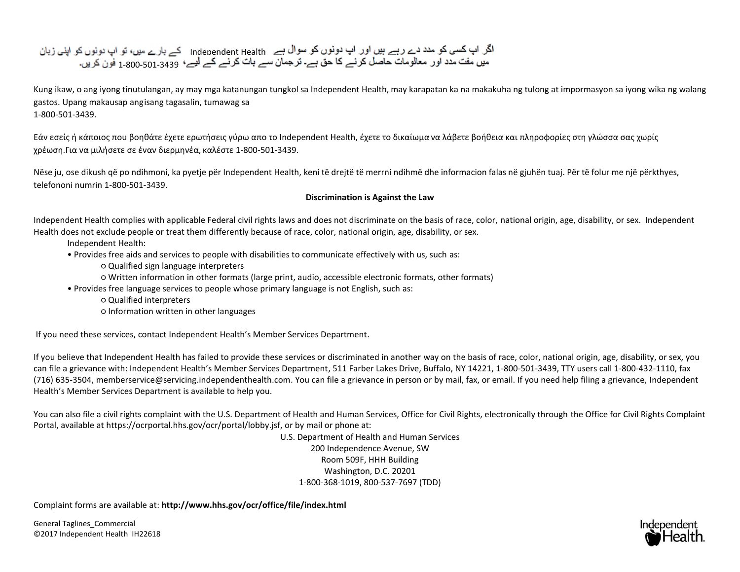اگر اپ کسی کو مدد دے رہے ہیں اور اپ دونوں کو سوال ہے Independent Health کے بارے میں، تو اپ دونوں کو اپنی زبان میں مفت مدد اور معالومات حاصل کرنے کا حق ہے۔ ترجمان سے بات کرنے کے لیے، 1-800-501-3439 فون کریں۔

Kung ikaw, o ang iyong tinutulangan, ay may mga katanungan tungkol sa Independent Health, may karapatan ka na makakuha ng tulong at impormasyon sa iyong wika ng walang gastos. Upang makausap angisang tagasalin, tumawag sa
1-800-501-3439.

Εάν εσείς ή κάποιος που βοηθάτε έχετε ερωτήσεις γύρω απο το Independent Health, έχετε το δικαίωμα να λάβετε βοήθεια και πληροφορίες στη γλώσσα σας χωρίς χρέωση.Για να μιλήσετε σε έναν διερμηνέα, καλέστε 1-800-501-3439.

Nëse ju, ose dikush që po ndihmoni, ka pyetje për Independent Health, keni të drejtë të merrni ndihmë dhe informacion falas në gjuhën tuaj. Për të folur me një përkthyes, telefononi numrin 1-800-501-3439.

**Discrimination is Against the Law**

Independent Health complies with applicable Federal civil rights laws and does not discriminate on the basis of race, color, national origin, age, disability, or sex. Independent Health does not exclude people or treat them differently because of race, color, national origin, age, disability, or sex.

Independent Health:

- Provides free aids and services to people with disabilities to communicate effectively with us, such as:
  - Qualified sign language interpreters
  - Written information in other formats (large print, audio, accessible electronic formats, other formats)
- Provides free language services to people whose primary language is not English, such as:
  - Qualified interpreters
  - Information written in other languages

If you need these services, contact Independent Health's Member Services Department.

If you believe that Independent Health has failed to provide these services or discriminated in another way on the basis of race, color, national origin, age, disability, or sex, you can file a grievance with: Independent Health's Member Services Department, 511 Farber Lakes Drive, Buffalo, NY 14221, 1-800-501-3439, TTY users call 1-800-432-1110, fax (716) 635-3504, memberservice@servicing.independenthealth.com. You can file a grievance in person or by mail, fax, or email. If you need help filing a grievance, Independent Health's Member Services Department is available to help you.

You can also file a civil rights complaint with the U.S. Department of Health and Human Services, Office for Civil Rights, electronically through the Office for Civil Rights Complaint Portal, available at https://ocrportal.hhs.gov/ocr/portal/lobby.jsf, or by mail or phone at:

U.S. Department of Health and Human Services
200 Independence Avenue, SW
Room 509F, HHH Building
Washington, D.C. 20201
1-800-368-1019, 800-537-7697 (TDD)

Complaint forms are available at: **http://www.hhs.gov/ocr/office/file/index.html**

General Taglines_Commercial
©2017 Independent Health IH22618